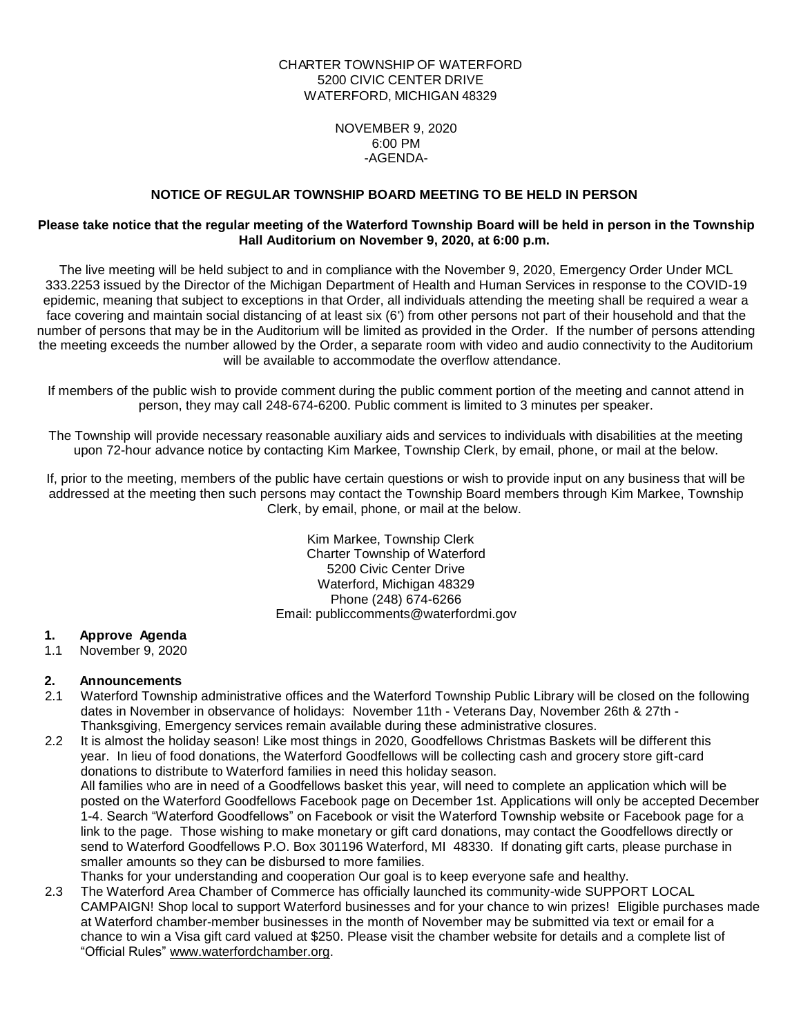CHARTER TOWNSHIP OF WATERFORD
5200 CIVIC CENTER DRIVE
WATERFORD, MICHIGAN 48329

NOVEMBER 9, 2020
6:00 PM
-AGENDA-

**NOTICE OF REGULAR TOWNSHIP BOARD MEETING TO BE HELD IN PERSON**

**Please take notice that the regular meeting of the Waterford Township Board will be held in person in the Township Hall Auditorium on November 9, 2020, at 6:00 p.m.**

The live meeting will be held subject to and in compliance with the November 9, 2020, Emergency Order Under MCL 333.2253 issued by the Director of the Michigan Department of Health and Human Services in response to the COVID-19 epidemic, meaning that subject to exceptions in that Order, all individuals attending the meeting shall be required a wear a face covering and maintain social distancing of at least six (6') from other persons not part of their household and that the number of persons that may be in the Auditorium will be limited as provided in the Order. If the number of persons attending the meeting exceeds the number allowed by the Order, a separate room with video and audio connectivity to the Auditorium will be available to accommodate the overflow attendance.

If members of the public wish to provide comment during the public comment portion of the meeting and cannot attend in person, they may call 248-674-6200. Public comment is limited to 3 minutes per speaker.

The Township will provide necessary reasonable auxiliary aids and services to individuals with disabilities at the meeting upon 72-hour advance notice by contacting Kim Markee, Township Clerk, by email, phone, or mail at the below.

If, prior to the meeting, members of the public have certain questions or wish to provide input on any business that will be addressed at the meeting then such persons may contact the Township Board members through Kim Markee, Township Clerk, by email, phone, or mail at the below.

Kim Markee, Township Clerk
Charter Township of Waterford
5200 Civic Center Drive
Waterford, Michigan 48329
Phone (248) 674-6266
Email: publiccomments@waterfordmi.gov

**1. Approve Agenda**

1.1 November 9, 2020

**2. Announcements**

2.1 Waterford Township administrative offices and the Waterford Township Public Library will be closed on the following dates in November in observance of holidays: November 11th - Veterans Day, November 26th & 27th - Thanksgiving, Emergency services remain available during these administrative closures.

2.2 It is almost the holiday season! Like most things in 2020, Goodfellows Christmas Baskets will be different this year. In lieu of food donations, the Waterford Goodfellows will be collecting cash and grocery store gift-card donations to distribute to Waterford families in need this holiday season.
All families who are in need of a Goodfellows basket this year, will need to complete an application which will be posted on the Waterford Goodfellows Facebook page on December 1st. Applications will only be accepted December 1-4. Search "Waterford Goodfellows" on Facebook or visit the Waterford Township website or Facebook page for a link to the page. Those wishing to make monetary or gift card donations, may contact the Goodfellows directly or send to Waterford Goodfellows P.O. Box 301196 Waterford, MI 48330. If donating gift carts, please purchase in smaller amounts so they can be disbursed to more families.
Thanks for your understanding and cooperation Our goal is to keep everyone safe and healthy.

2.3 The Waterford Area Chamber of Commerce has officially launched its community-wide SUPPORT LOCAL CAMPAIGN! Shop local to support Waterford businesses and for your chance to win prizes! Eligible purchases made at Waterford chamber-member businesses in the month of November may be submitted via text or email for a chance to win a Visa gift card valued at $250. Please visit the chamber website for details and a complete list of "Official Rules" www.waterfordchamber.org.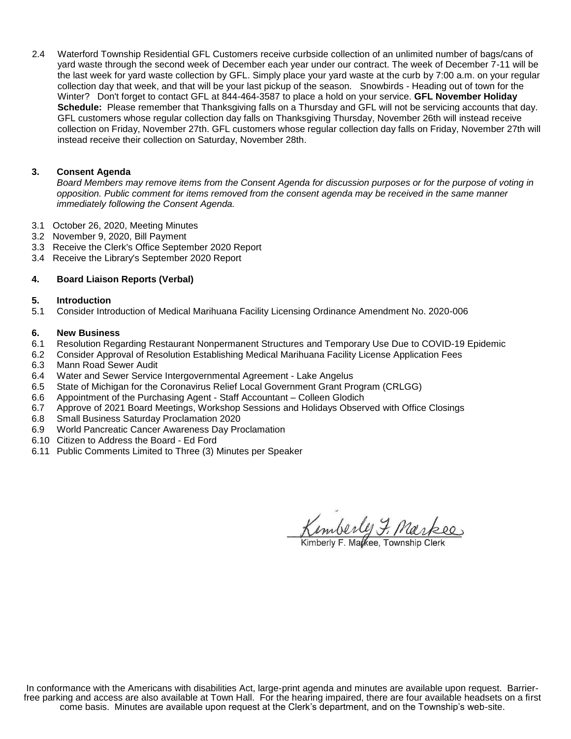2.4 Waterford Township Residential GFL Customers receive curbside collection of an unlimited number of bags/cans of yard waste through the second week of December each year under our contract. The week of December 7-11 will be the last week for yard waste collection by GFL. Simply place your yard waste at the curb by 7:00 a.m. on your regular collection day that week, and that will be your last pickup of the season. Snowbirds - Heading out of town for the Winter? Don't forget to contact GFL at 844-464-3587 to place a hold on your service. **GFL November Holiday Schedule:** Please remember that Thanksgiving falls on a Thursday and GFL will not be servicing accounts that day. GFL customers whose regular collection day falls on Thanksgiving Thursday, November 26th will instead receive collection on Friday, November 27th. GFL customers whose regular collection day falls on Friday, November 27th will instead receive their collection on Saturday, November 28th.

**3. Consent Agenda**

*Board Members may remove items from the Consent Agenda for discussion purposes or for the purpose of voting in opposition. Public comment for items removed from the consent agenda may be received in the same manner immediately following the Consent Agenda.*

3.1 October 26, 2020, Meeting Minutes
3.2 November 9, 2020, Bill Payment
3.3 Receive the Clerk's Office September 2020 Report
3.4 Receive the Library's September 2020 Report

**4. Board Liaison Reports (Verbal)**

**5. Introduction**

5.1 Consider Introduction of Medical Marihuana Facility Licensing Ordinance Amendment No. 2020-006

**6. New Business**

6.1 Resolution Regarding Restaurant Nonpermanent Structures and Temporary Use Due to COVID-19 Epidemic
6.2 Consider Approval of Resolution Establishing Medical Marihuana Facility License Application Fees
6.3 Mann Road Sewer Audit
6.4 Water and Sewer Service Intergovernmental Agreement - Lake Angelus
6.5 State of Michigan for the Coronavirus Relief Local Government Grant Program (CRLGG)
6.6 Appointment of the Purchasing Agent - Staff Accountant – Colleen Glodich
6.7 Approve of 2021 Board Meetings, Workshop Sessions and Holidays Observed with Office Closings
6.8 Small Business Saturday Proclamation 2020
6.9 World Pancreatic Cancer Awareness Day Proclamation
6.10 Citizen to Address the Board - Ed Ford
6.11 Public Comments Limited to Three (3) Minutes per Speaker

Kimberly F. Markee

Kimberly F. Markee, Township Clerk

In conformance with the Americans with disabilities Act, large-print agenda and minutes are available upon request. Barrier-free parking and access are also available at Town Hall. For the hearing impaired, there are four available headsets on a first come basis. Minutes are available upon request at the Clerk's department, and on the Township's web-site.